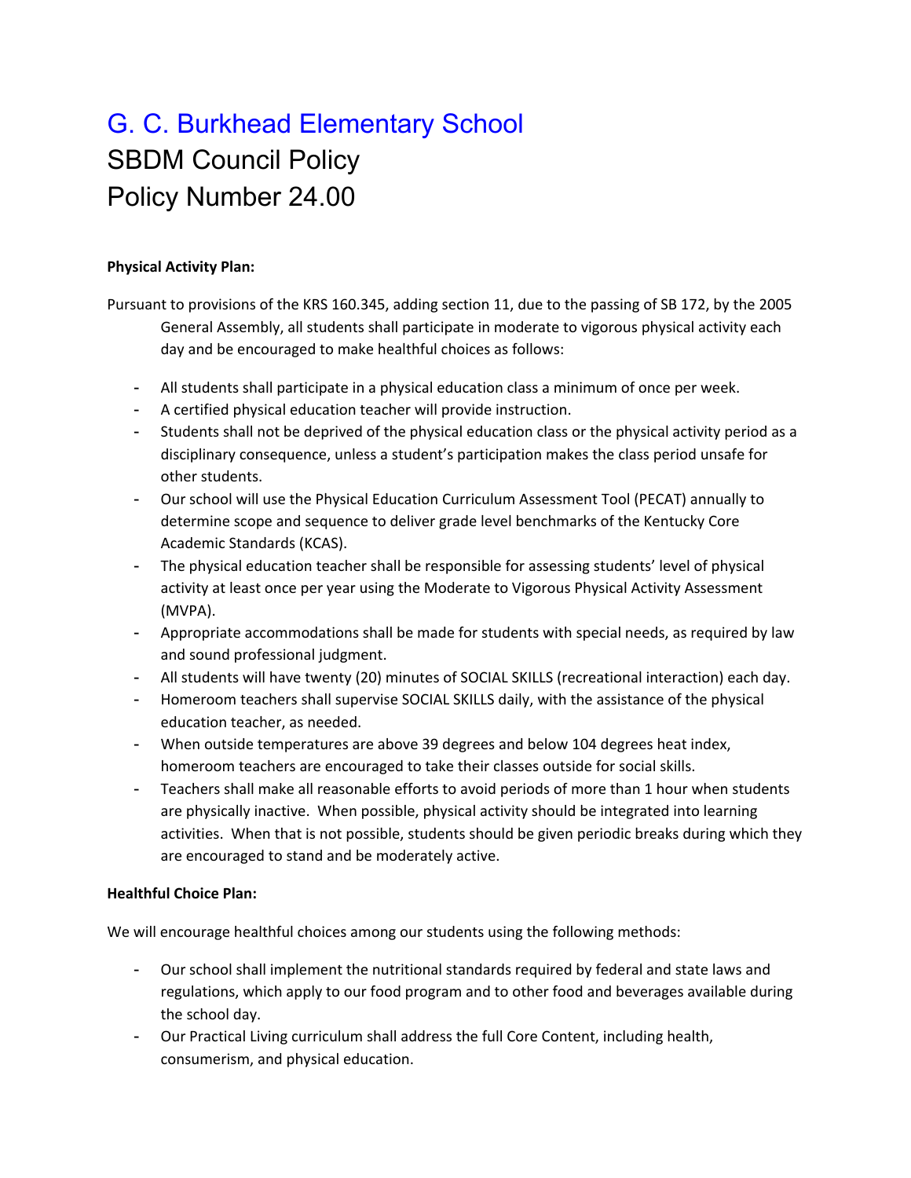# G. C. Burkhead Elementary School

# SBDM Council Policy

# Policy Number 24.00

**Physical Activity Plan:**

Pursuant to provisions of the KRS 160.345, adding section 11, due to the passing of SB 172, by the 2005 General Assembly, all students shall participate in moderate to vigorous physical activity each day and be encouraged to make healthful choices as follows:

- All students shall participate in a physical education class a minimum of once per week.
- A certified physical education teacher will provide instruction.
- Students shall not be deprived of the physical education class or the physical activity period as a disciplinary consequence, unless a student's participation makes the class period unsafe for other students.
- Our school will use the Physical Education Curriculum Assessment Tool (PECAT) annually to determine scope and sequence to deliver grade level benchmarks of the Kentucky Core Academic Standards (KCAS).
- The physical education teacher shall be responsible for assessing students' level of physical activity at least once per year using the Moderate to Vigorous Physical Activity Assessment (MVPA).
- Appropriate accommodations shall be made for students with special needs, as required by law and sound professional judgment.
- All students will have twenty (20) minutes of SOCIAL SKILLS (recreational interaction) each day.
- Homeroom teachers shall supervise SOCIAL SKILLS daily, with the assistance of the physical education teacher, as needed.
- When outside temperatures are above 39 degrees and below 104 degrees heat index, homeroom teachers are encouraged to take their classes outside for social skills.
- Teachers shall make all reasonable efforts to avoid periods of more than 1 hour when students are physically inactive. When possible, physical activity should be integrated into learning activities. When that is not possible, students should be given periodic breaks during which they are encouraged to stand and be moderately active.

**Healthful Choice Plan:**

We will encourage healthful choices among our students using the following methods:

- Our school shall implement the nutritional standards required by federal and state laws and regulations, which apply to our food program and to other food and beverages available during the school day.
- Our Practical Living curriculum shall address the full Core Content, including health, consumerism, and physical education.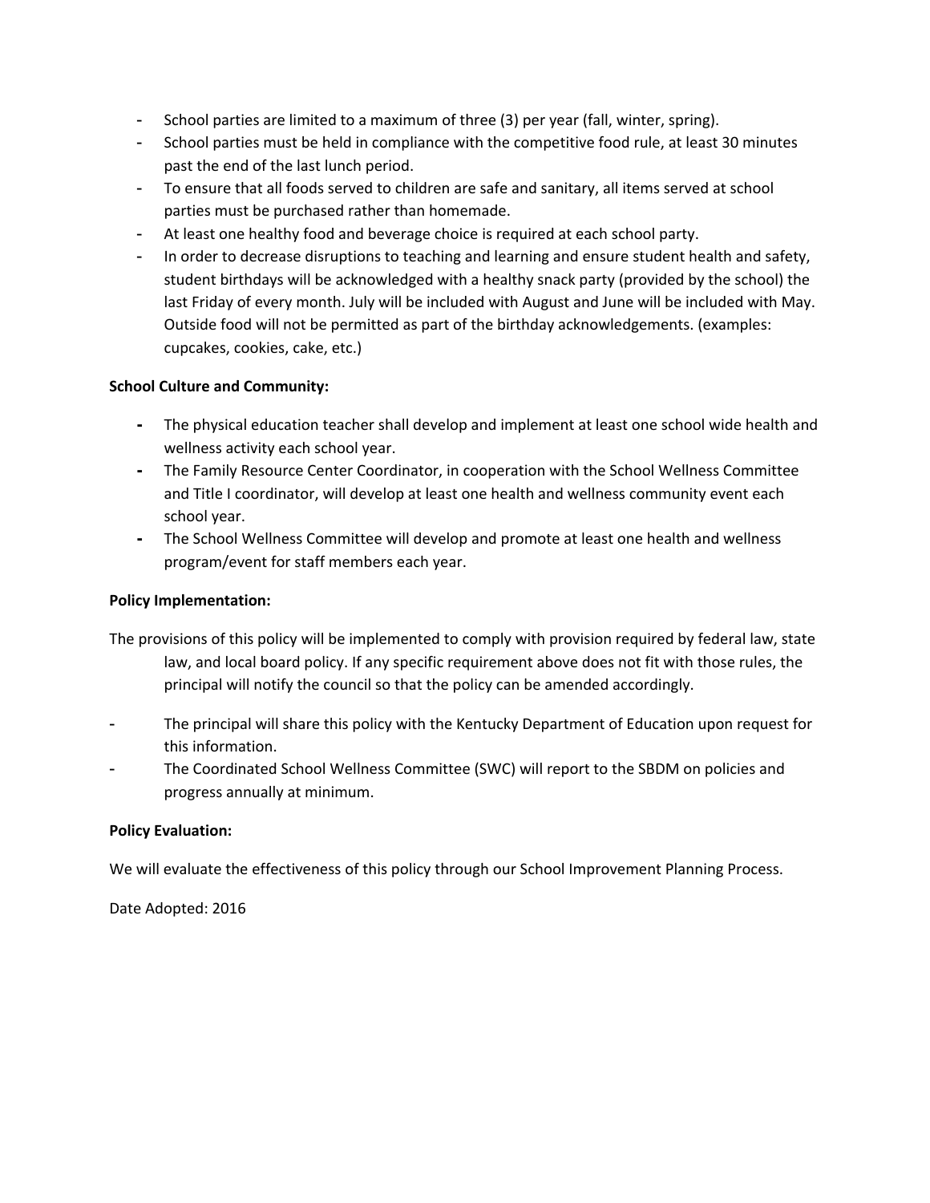- School parties are limited to a maximum of three (3) per year (fall, winter, spring).
- School parties must be held in compliance with the competitive food rule, at least 30 minutes past the end of the last lunch period.
- To ensure that all foods served to children are safe and sanitary, all items served at school parties must be purchased rather than homemade.
- At least one healthy food and beverage choice is required at each school party.
- In order to decrease disruptions to teaching and learning and ensure student health and safety, student birthdays will be acknowledged with a healthy snack party (provided by the school) the last Friday of every month. July will be included with August and June will be included with May. Outside food will not be permitted as part of the birthday acknowledgements. (examples: cupcakes, cookies, cake, etc.)

**School Culture and Community:**

- The physical education teacher shall develop and implement at least one school wide health and wellness activity each school year.
- The Family Resource Center Coordinator, in cooperation with the School Wellness Committee and Title I coordinator, will develop at least one health and wellness community event each school year.
- The School Wellness Committee will develop and promote at least one health and wellness program/event for staff members each year.

**Policy Implementation:**

The provisions of this policy will be implemented to comply with provision required by federal law, state law, and local board policy. If any specific requirement above does not fit with those rules, the principal will notify the council so that the policy can be amended accordingly.

- The principal will share this policy with the Kentucky Department of Education upon request for this information.
- The Coordinated School Wellness Committee (SWC) will report to the SBDM on policies and progress annually at minimum.

**Policy Evaluation:**

We will evaluate the effectiveness of this policy through our School Improvement Planning Process.

Date Adopted: 2016